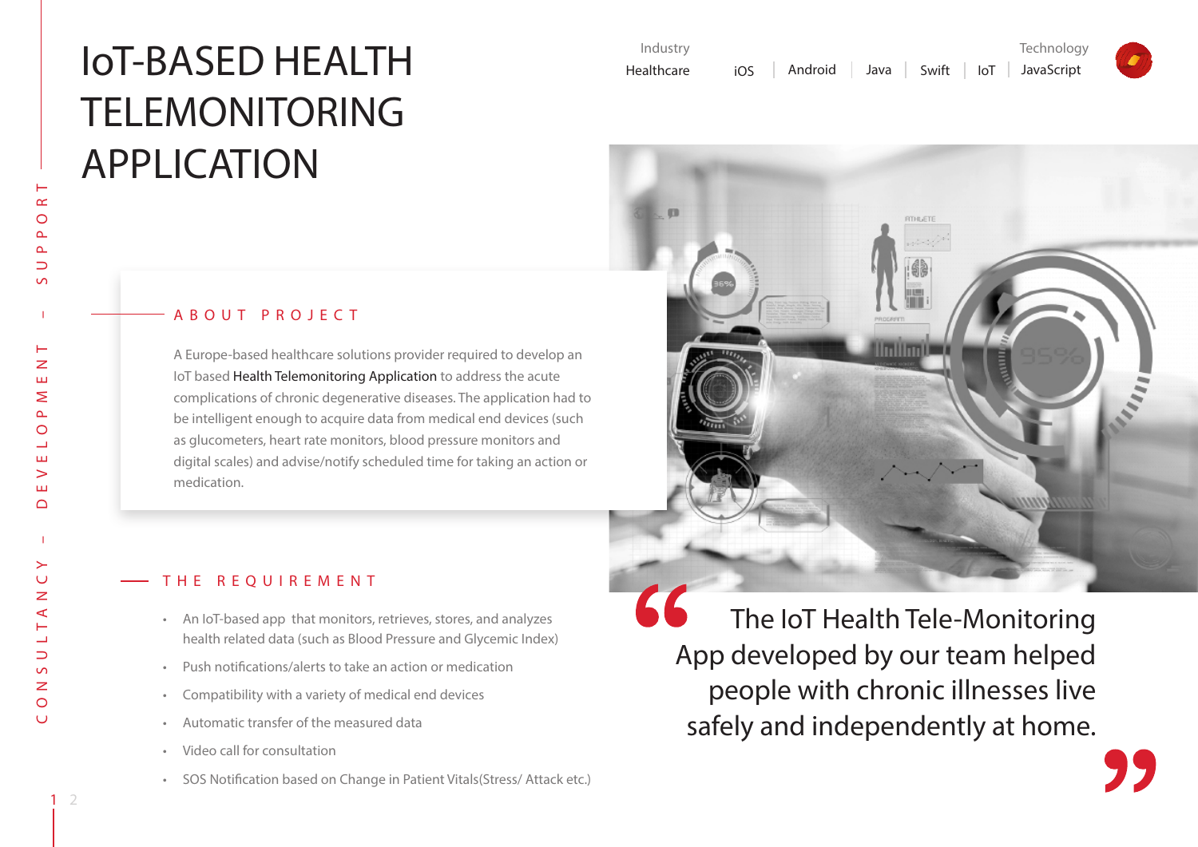# IoT-BASED HEALTH TELEMONITORING APPLICATION

Industry
Healthcare

Technology
iOS | Android | Java | Swift | IoT | JavaScript

## ABOUT PROJECT

A Europe-based healthcare solutions provider required to develop an IoT based Health Telemonitoring Application to address the acute complications of chronic degenerative diseases. The application had to be intelligent enough to acquire data from medical end devices (such as glucometers, heart rate monitors, blood pressure monitors and digital scales) and advise/notify scheduled time for taking an action or medication.

## THE REQUIREMENT

- An IoT-based app that monitors, retrieves, stores, and analyzes health related data (such as Blood Pressure and Glycemic Index)
- Push notifications/alerts to take an action or medication
- Compatibility with a variety of medical end devices
- Automatic transfer of the measured data
- Video call for consultation
- SOS Notification based on Change in Patient Vitals(Stress/ Attack etc.)

> "The IoT Health Tele-Monitoring App developed by our team helped people with chronic illnesses live safely and independently at home."

CONSULTANCY – DEVELOPMENT – SUPPORT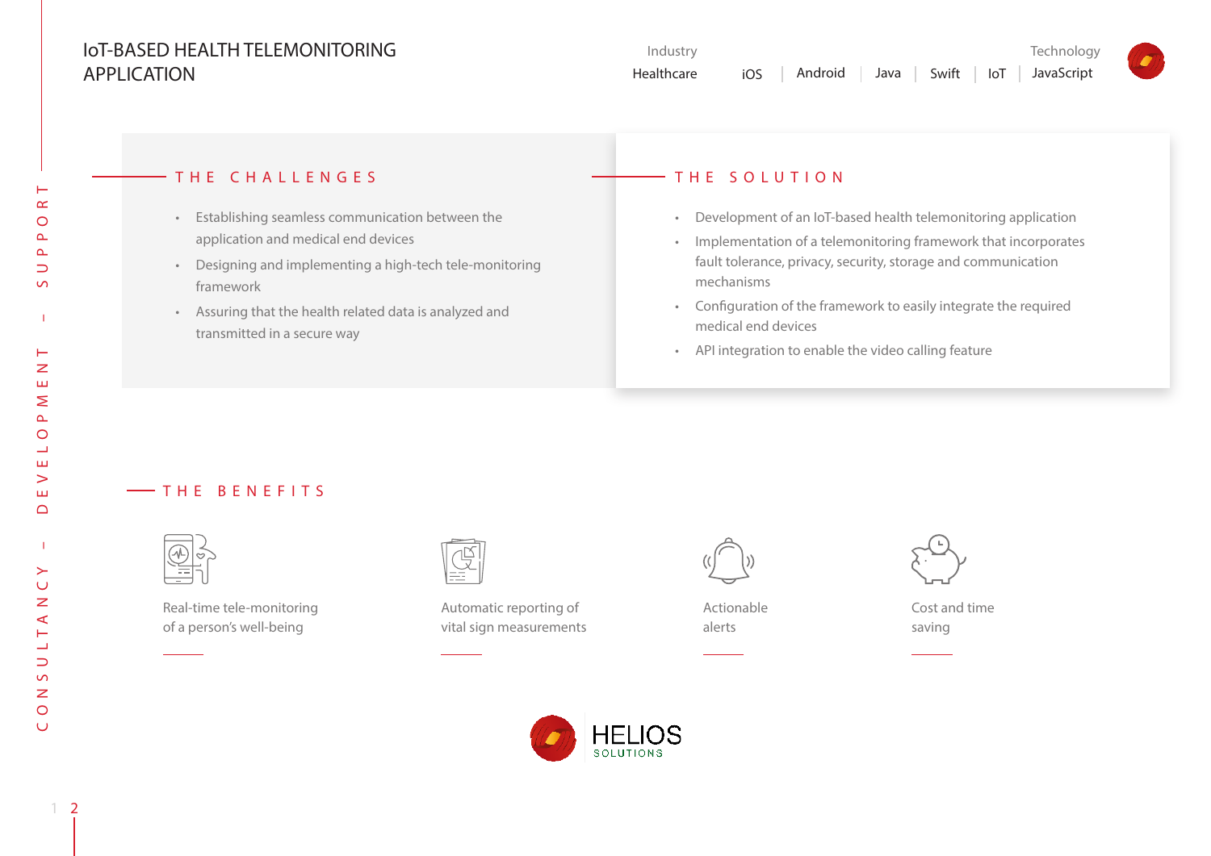# IoT-BASED HEALTH TELEMONITORING APPLICATION

**Industry**
Healthcare

**Technology**
iOS | Android | Java | Swift | IoT | JavaScript

## THE CHALLENGES

- Establishing seamless communication between the application and medical end devices
- Designing and implementing a high-tech tele-monitoring framework
- Assuring that the health related data is analyzed and transmitted in a secure way

## THE SOLUTION

- Development of an IoT-based health telemonitoring application
- Implementation of a telemonitoring framework that incorporates fault tolerance, privacy, security, storage and communication mechanisms
- Configuration of the framework to easily integrate the required medical end devices
- API integration to enable the video calling feature

## THE BENEFITS

- Real-time tele-monitoring of a person's well-being
- Automatic reporting of vital sign measurements
- Actionable alerts
- Cost and time saving

HELIOS SOLUTIONS

CONSULTANCY – DEVELOPMENT – SUPPORT